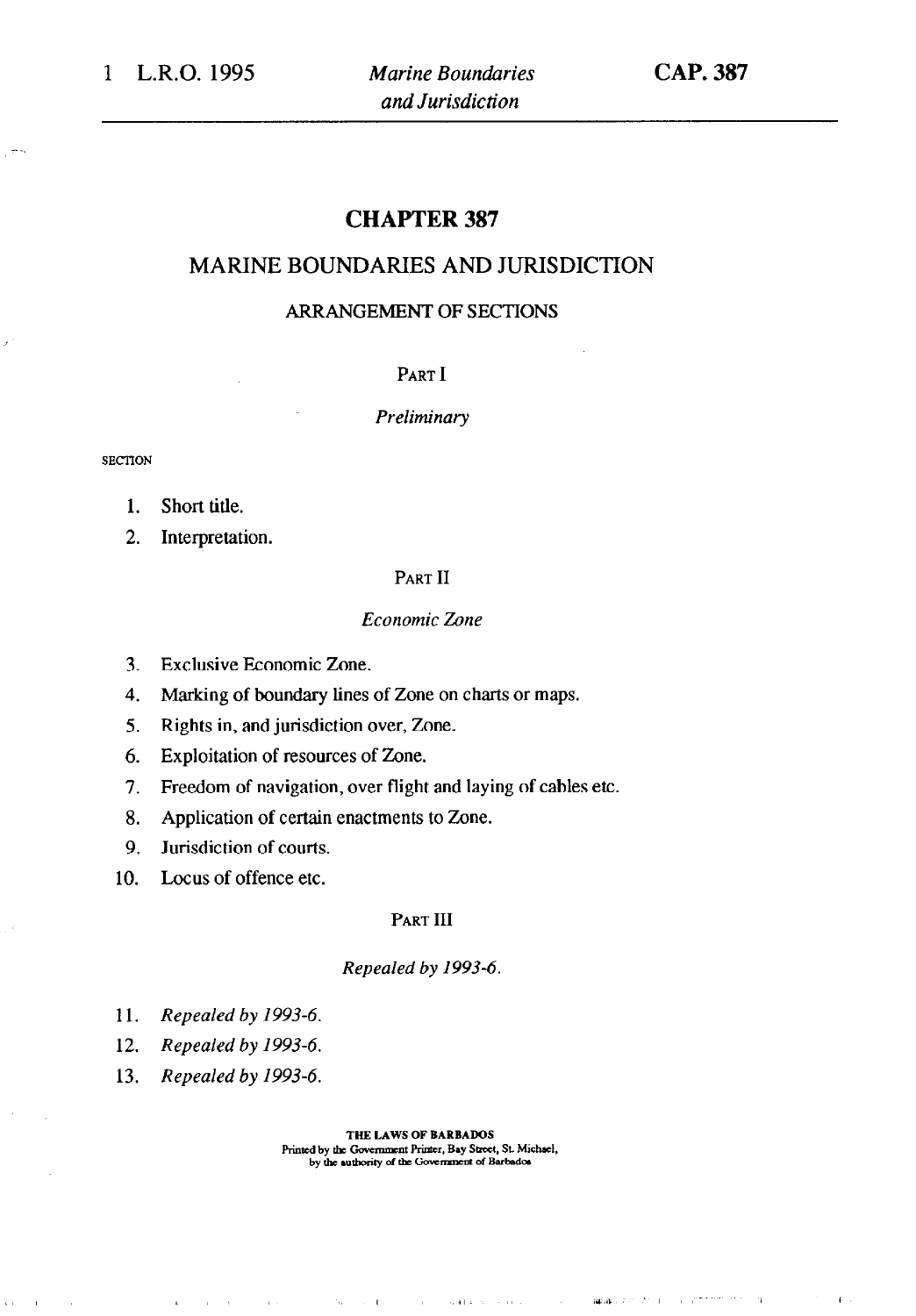# CHAPTER 387

## MARINE BOUNDARIES AND JURISDICTION

### ARRANGEMENT OF SECTIONS

PART I

*Preliminary*

SECTION

1. Short title.
2. Interpretation.

PART II

*Economic Zone*

3. Exclusive Economic Zone.
4. Marking of boundary lines of Zone on charts or maps.
5. Rights in, and jurisdiction over, Zone.
6. Exploitation of resources of Zone.
7. Freedom of navigation, over flight and laying of cables etc.
8. Application of certain enactments to Zone.
9. Jurisdiction of courts.
10. Locus of offence etc.

PART III

*Repealed by 1993-6.*

11. *Repealed by 1993-6.*
12. *Repealed by 1993-6.*
13. *Repealed by 1993-6.*

**THE LAWS OF BARBADOS**
Printed by the Government Printer, Bay Street, St. Michael, by the authority of the Government of Barbados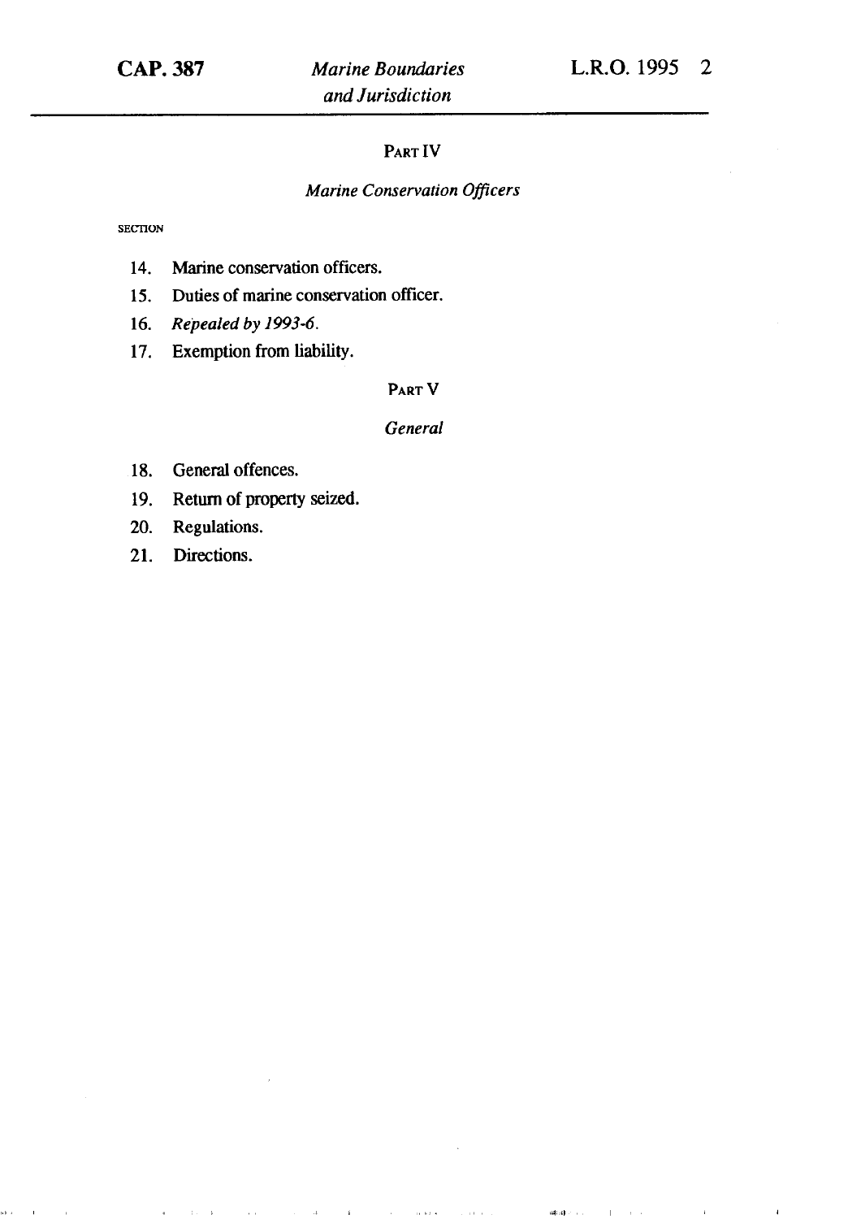## PART IV

### *Marine Conservation Officers*

SECTION

14. Marine conservation officers.
15. Duties of marine conservation officer.
16. *Repealed by 1993-6.*
17. Exemption from liability.

## PART V

### *General*

18. General offences.
19. Return of property seized.
20. Regulations.
21. Directions.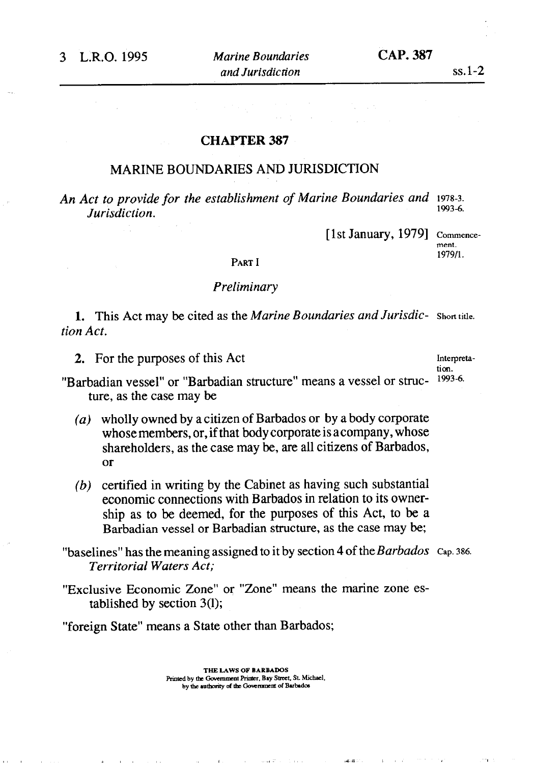# CHAPTER 387

## MARINE BOUNDARIES AND JURISDICTION

*An Act to provide for the establishment of Marine Boundaries and Jurisdiction.*

1978-3.
1993-6.

[1st January, 1979]

Commencement.
1979/1.

PART I

*Preliminary*

**1.** This Act may be cited as the *Marine Boundaries and Jurisdiction Act*.

Short title.

**2.** For the purposes of this Act

Interpretation.
1993-6.

"Barbadian vessel" or "Barbadian structure" means a vessel or structure, as the case may be

*(a)* wholly owned by a citizen of Barbados or by a body corporate whose members, or, if that body corporate is a company, whose shareholders, as the case may be, are all citizens of Barbados, or

*(b)* certified in writing by the Cabinet as having such substantial economic connections with Barbados in relation to its ownership as to be deemed, for the purposes of this Act, to be a Barbadian vessel or Barbadian structure, as the case may be;

"baselines" has the meaning assigned to it by section 4 of the *Barbados Territorial Waters Act;*

Cap. 386.

"Exclusive Economic Zone" or "Zone" means the marine zone established by section 3(l);

"foreign State" means a State other than Barbados;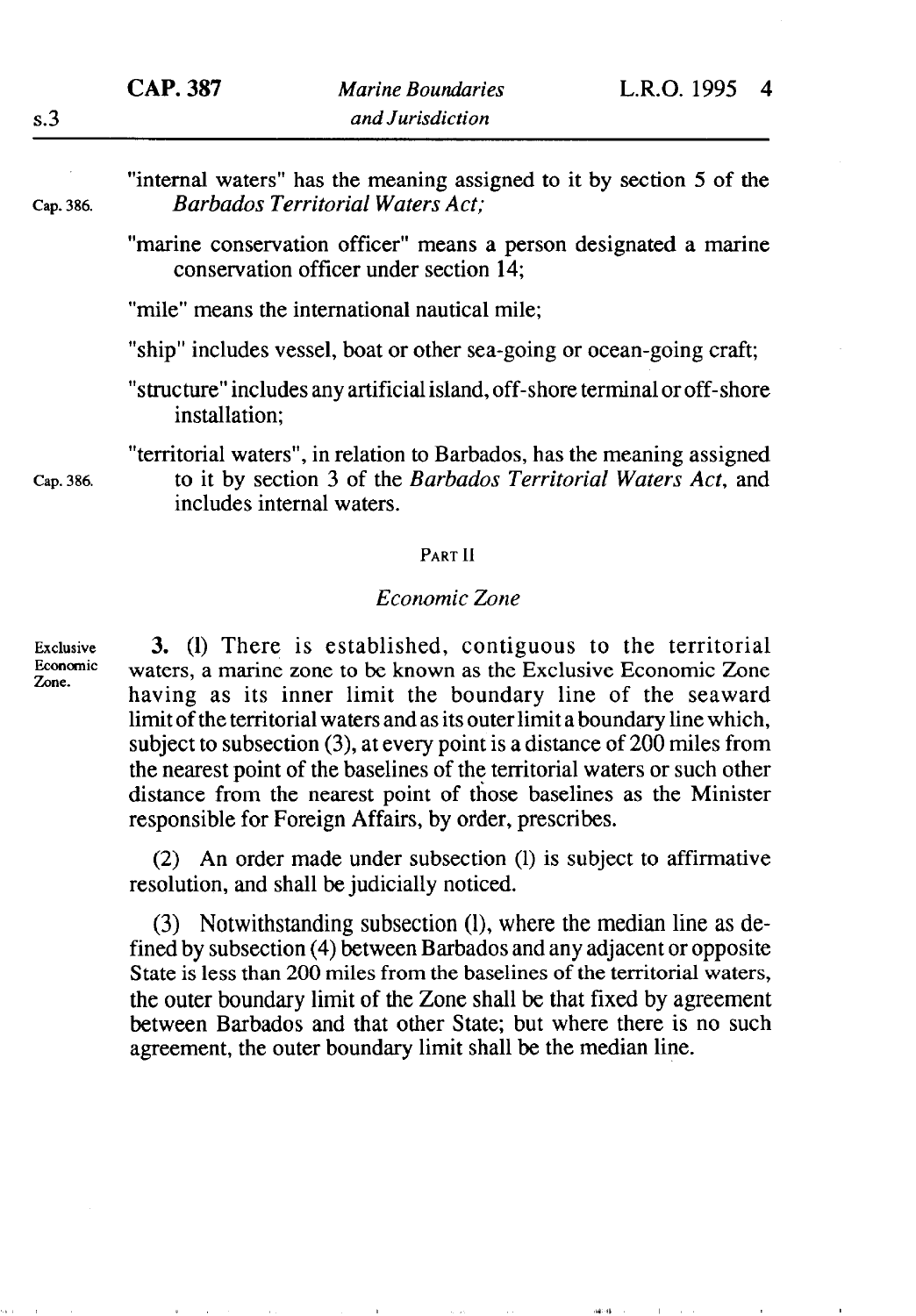"internal waters" has the meaning assigned to it by section 5 of the *Barbados Territorial Waters Act;*

Cap. 386.

"marine conservation officer" means a person designated a marine conservation officer under section 14;

"mile" means the international nautical mile;

"ship" includes vessel, boat or other sea-going or ocean-going craft;

"structure" includes any artificial island, off-shore terminal or off-shore installation;

"territorial waters", in relation to Barbados, has the meaning assigned to it by section 3 of the *Barbados Territorial Waters Act*, and includes internal waters.

Cap. 386.

PART II

## *Economic Zone*

Exclusive Economic Zone.

**3.** (l) There is established, contiguous to the territorial waters, a marine zone to be known as the Exclusive Economic Zone having as its inner limit the boundary line of the seaward limit of the territorial waters and as its outer limit a boundary line which, subject to subsection (3), at every point is a distance of 200 miles from the nearest point of the baselines of the territorial waters or such other distance from the nearest point of those baselines as the Minister responsible for Foreign Affairs, by order, prescribes.

(2) An order made under subsection (l) is subject to affirmative resolution, and shall be judicially noticed.

(3) Notwithstanding subsection (l), where the median line as defined by subsection (4) between Barbados and any adjacent or opposite State is less than 200 miles from the baselines of the territorial waters, the outer boundary limit of the Zone shall be that fixed by agreement between Barbados and that other State; but where there is no such agreement, the outer boundary limit shall be the median line.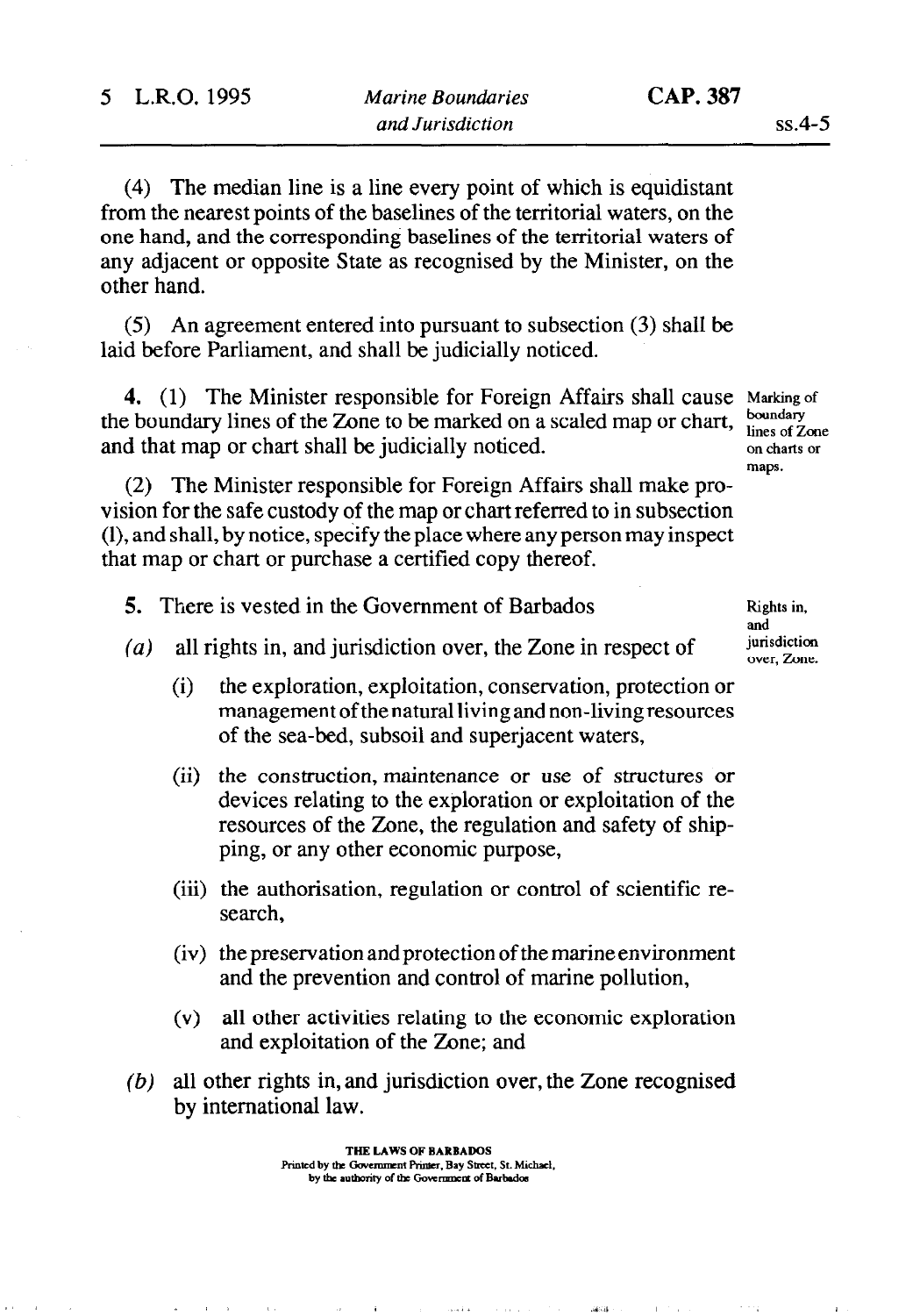(4) The median line is a line every point of which is equidistant from the nearest points of the baselines of the territorial waters, on the one hand, and the corresponding baselines of the territorial waters of any adjacent or opposite State as recognised by the Minister, on the other hand.

(5) An agreement entered into pursuant to subsection (3) shall be laid before Parliament, and shall be judicially noticed.

**4.** (1) The Minister responsible for Foreign Affairs shall cause the boundary lines of the Zone to be marked on a scaled map or chart, and that map or chart shall be judicially noticed.

Marking of boundary lines of Zone on charts or maps.

(2) The Minister responsible for Foreign Affairs shall make provision for the safe custody of the map or chart referred to in subsection (l), and shall, by notice, specify the place where any person may inspect that map or chart or purchase a certified copy thereof.

**5.** There is vested in the Government of Barbados

Rights in, and jurisdiction over, Zone.

*(a)* all rights in, and jurisdiction over, the Zone in respect of

(i) the exploration, exploitation, conservation, protection or management of the natural living and non-living resources of the sea-bed, subsoil and superjacent waters,

(ii) the construction, maintenance or use of structures or devices relating to the exploration or exploitation of the resources of the Zone, the regulation and safety of shipping, or any other economic purpose,

(iii) the authorisation, regulation or control of scientific research,

(iv) the preservation and protection of the marine environment and the prevention and control of marine pollution,

(v) all other activities relating to the economic exploration and exploitation of the Zone; and

*(b)* all other rights in, and jurisdiction over, the Zone recognised by international law.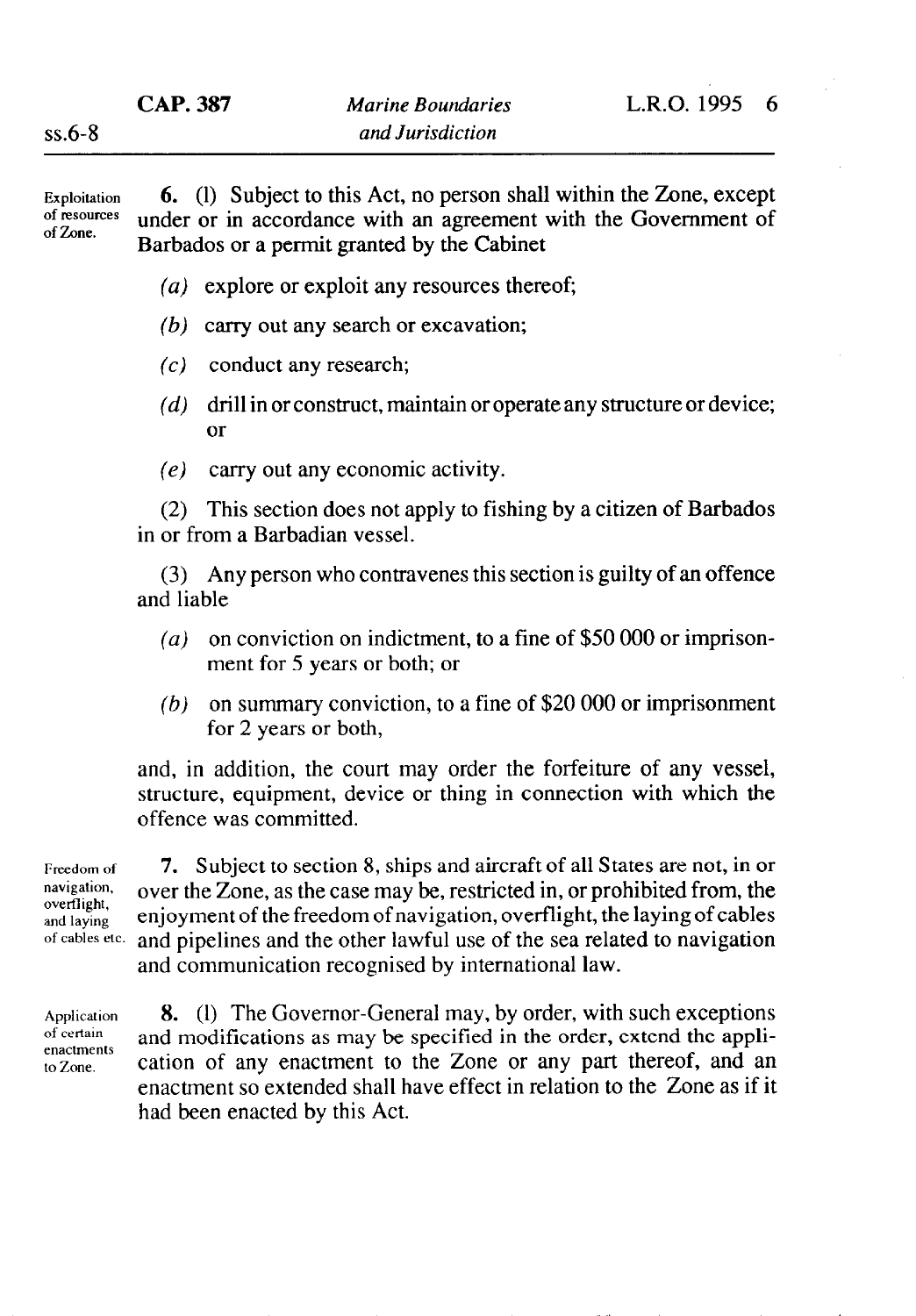Exploitation of resources of Zone.

**6.** (1) Subject to this Act, no person shall within the Zone, except under or in accordance with an agreement with the Government of Barbados or a permit granted by the Cabinet

- *(a)* explore or exploit any resources thereof;
- *(b)* carry out any search or excavation;
- *(c)* conduct any research;
- *(d)* drill in or construct, maintain or operate any structure or device; or
- *(e)* carry out any economic activity.

(2) This section does not apply to fishing by a citizen of Barbados in or from a Barbadian vessel.

(3) Any person who contravenes this section is guilty of an offence and liable

- *(a)* on conviction on indictment, to a fine of $50 000 or imprisonment for 5 years or both; or
- *(b)* on summary conviction, to a fine of $20 000 or imprisonment for 2 years or both,

and, in addition, the court may order the forfeiture of any vessel, structure, equipment, device or thing in connection with which the offence was committed.

Freedom of navigation, overflight, and laying of cables etc.

**7.** Subject to section 8, ships and aircraft of all States are not, in or over the Zone, as the case may be, restricted in, or prohibited from, the enjoyment of the freedom of navigation, overflight, the laying of cables and pipelines and the other lawful use of the sea related to navigation and communication recognised by international law.

Application of certain enactments to Zone.

**8.** (1) The Governor-General may, by order, with such exceptions and modifications as may be specified in the order, extend the application of any enactment to the Zone or any part thereof, and an enactment so extended shall have effect in relation to the Zone as if it had been enacted by this Act.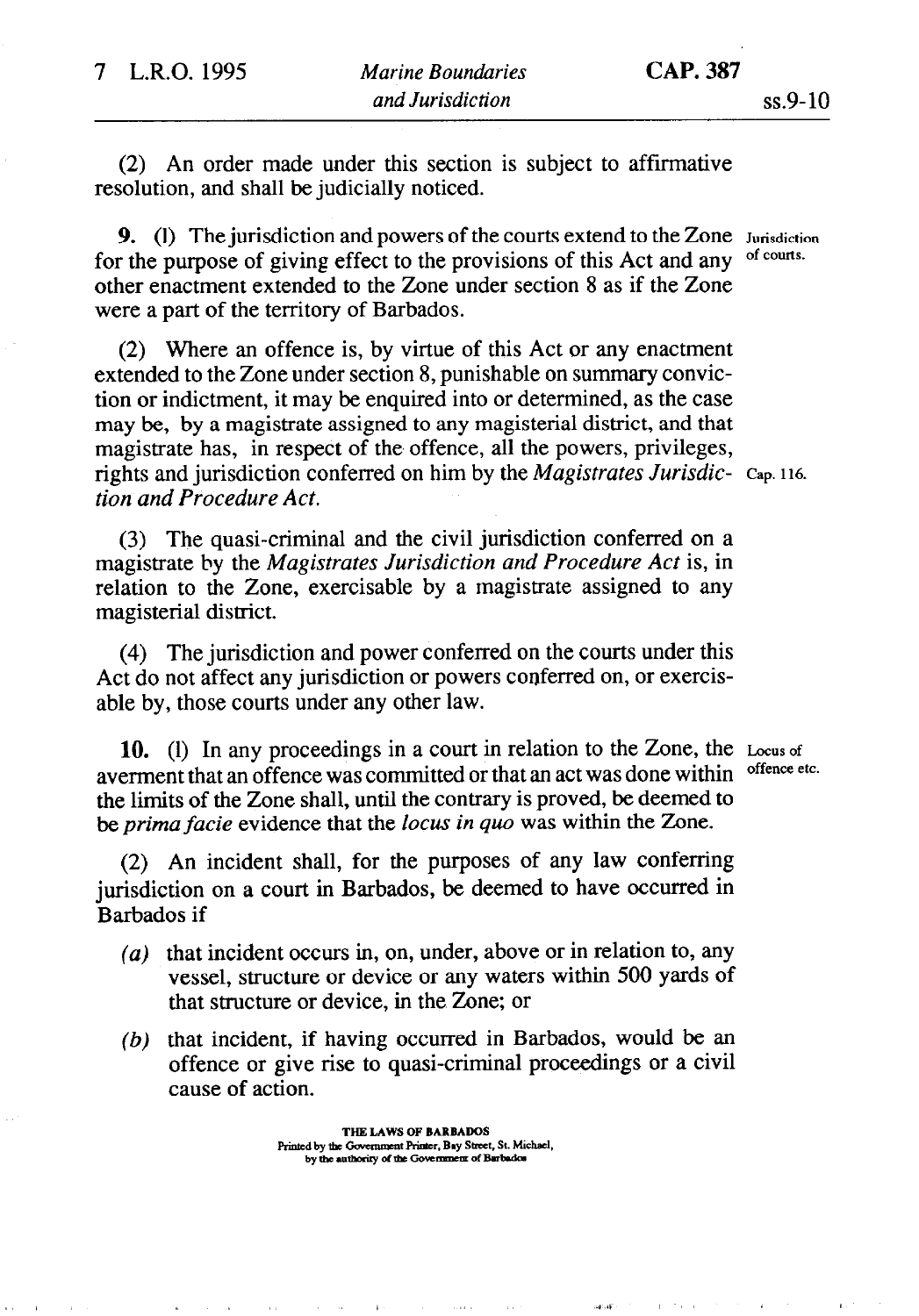(2) An order made under this section is subject to affirmative resolution, and shall be judicially noticed.

**9.** (1) The jurisdiction and powers of the courts extend to the Zone for the purpose of giving effect to the provisions of this Act and any other enactment extended to the Zone under section 8 as if the Zone were a part of the territory of Barbados.

Jurisdiction of courts.

(2) Where an offence is, by virtue of this Act or any enactment extended to the Zone under section 8, punishable on summary conviction or indictment, it may be enquired into or determined, as the case may be, by a magistrate assigned to any magisterial district, and that magistrate has, in respect of the offence, all the powers, privileges, rights and jurisdiction conferred on him by the *Magistrates Jurisdiction and Procedure Act.*

Cap. 116.

(3) The quasi-criminal and the civil jurisdiction conferred on a magistrate by the *Magistrates Jurisdiction and Procedure Act* is, in relation to the Zone, exercisable by a magistrate assigned to any magisterial district.

(4) The jurisdiction and power conferred on the courts under this Act do not affect any jurisdiction or powers conferred on, or exercisable by, those courts under any other law.

**10.** (1) In any proceedings in a court in relation to the Zone, the averment that an offence was committed or that an act was done within the limits of the Zone shall, until the contrary is proved, be deemed to be *prima facie* evidence that the *locus in quo* was within the Zone.

Locus of offence etc.

(2) An incident shall, for the purposes of any law conferring jurisdiction on a court in Barbados, be deemed to have occurred in Barbados if

- *(a)* that incident occurs in, on, under, above or in relation to, any vessel, structure or device or any waters within 500 yards of that structure or device, in the Zone; or
- *(b)* that incident, if having occurred in Barbados, would be an offence or give rise to quasi-criminal proceedings or a civil cause of action.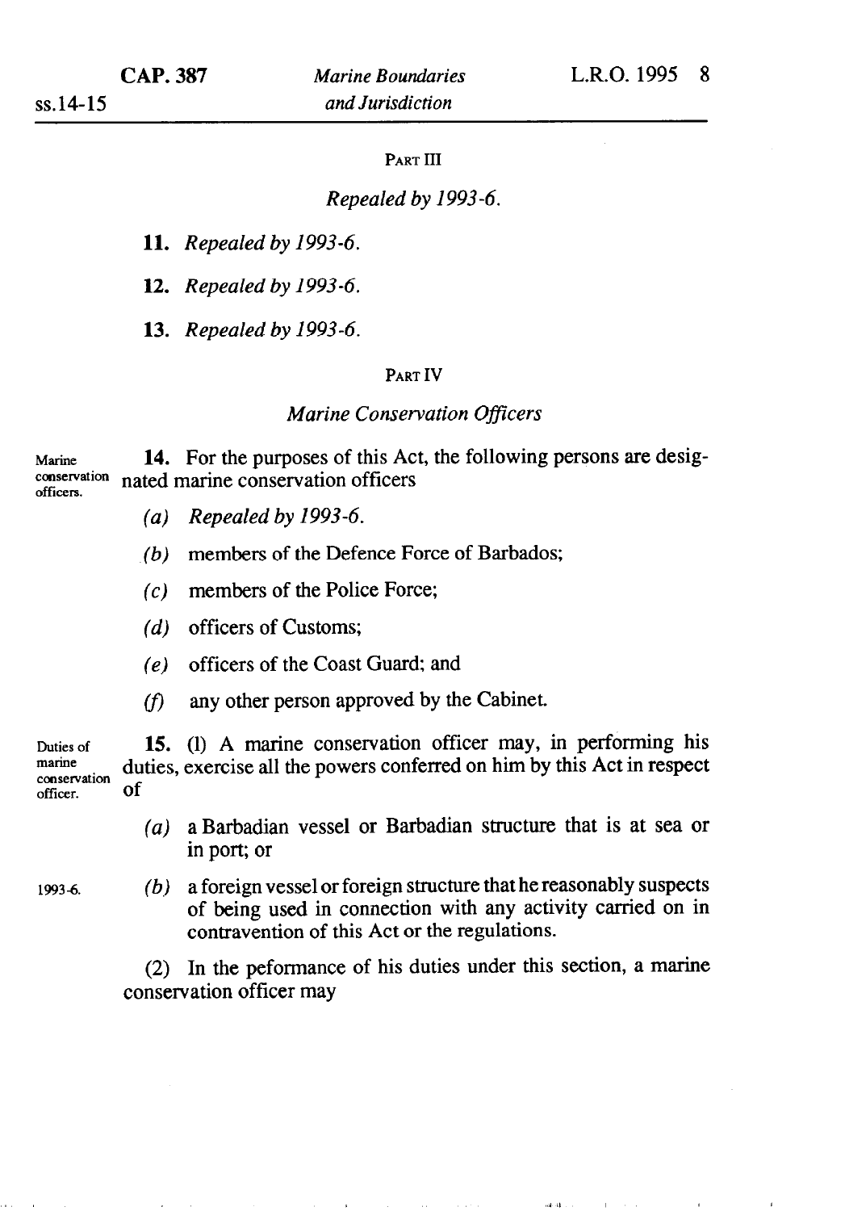PART III

*Repealed by 1993-6.*

**11.** *Repealed by 1993-6.*

**12.** *Repealed by 1993-6.*

**13.** *Repealed by 1993-6.*

PART IV

*Marine Conservation Officers*

Marine conservation officers.

**14.** For the purposes of this Act, the following persons are designated marine conservation officers

*(a)* *Repealed by 1993-6.*

*(b)* members of the Defence Force of Barbados;

*(c)* members of the Police Force;

*(d)* officers of Customs;

*(e)* officers of the Coast Guard; and

*(f)* any other person approved by the Cabinet.

Duties of marine conservation officer.

**15.** (1) A marine conservation officer may, in performing his duties, exercise all the powers conferred on him by this Act in respect of

*(a)* a Barbadian vessel or Barbadian structure that is at sea or in port; or

1993-6.

*(b)* a foreign vessel or foreign structure that he reasonably suspects of being used in connection with any activity carried on in contravention of this Act or the regulations.

(2) In the peformance of his duties under this section, a marine conservation officer may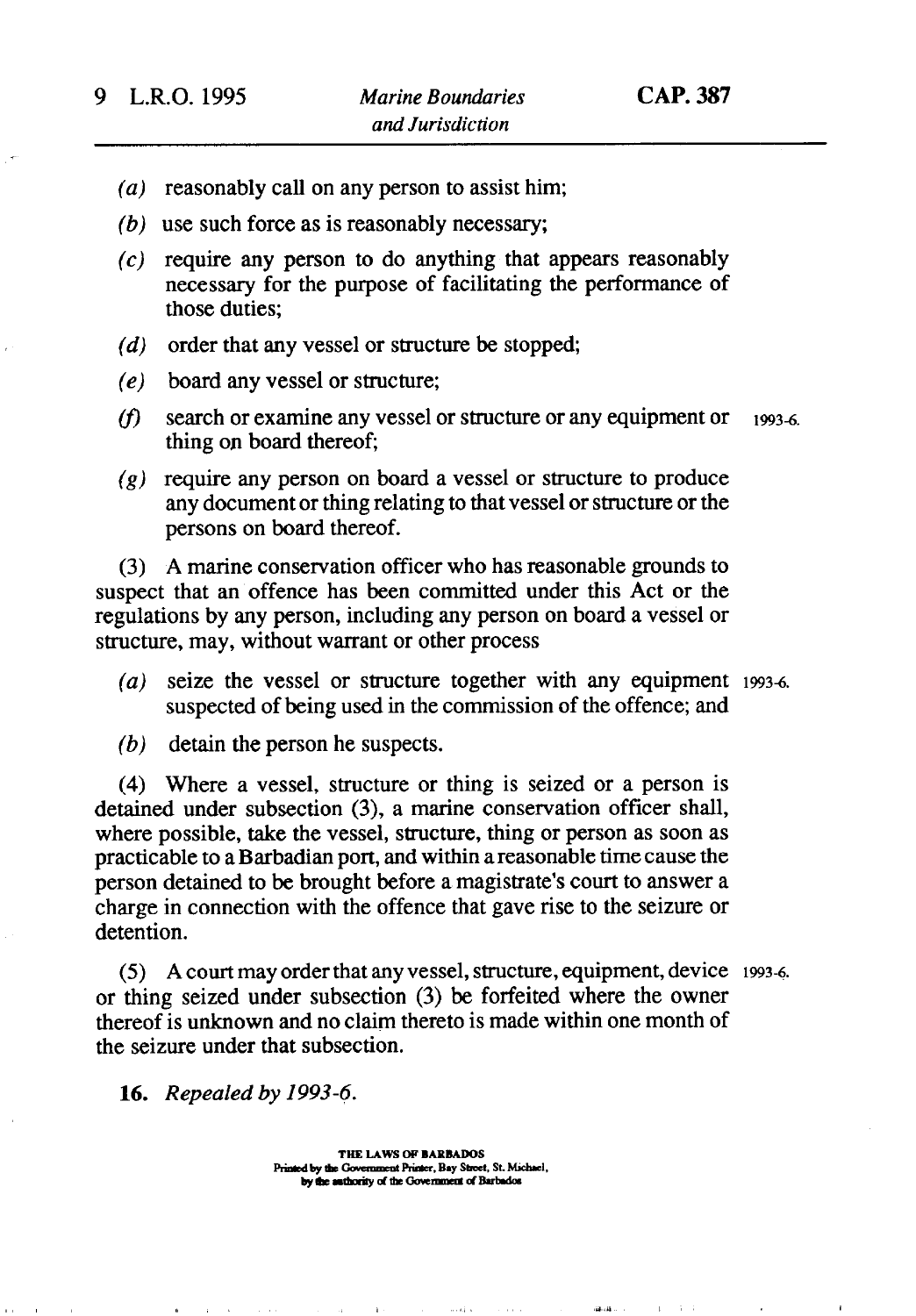- *(a)* reasonably call on any person to assist him;
- *(b)* use such force as is reasonably necessary;
- *(c)* require any person to do anything that appears reasonably necessary for the purpose of facilitating the performance of those duties;
- *(d)* order that any vessel or structure be stopped;
- *(e)* board any vessel or structure;
- *(f)* search or examine any vessel or structure or any equipment or thing on board thereof; 1993-6.
- *(g)* require any person on board a vessel or structure to produce any document or thing relating to that vessel or structure or the persons on board thereof.

(3) A marine conservation officer who has reasonable grounds to suspect that an offence has been committed under this Act or the regulations by any person, including any person on board a vessel or structure, may, without warrant or other process

- *(a)* seize the vessel or structure together with any equipment suspected of being used in the commission of the offence; and 1993-6.
- *(b)* detain the person he suspects.

(4) Where a vessel, structure or thing is seized or a person is detained under subsection (3), a marine conservation officer shall, where possible, take the vessel, structure, thing or person as soon as practicable to a Barbadian port, and within a reasonable time cause the person detained to be brought before a magistrate's court to answer a charge in connection with the offence that gave rise to the seizure or detention.

(5) A court may order that any vessel, structure, equipment, device or thing seized under subsection (3) be forfeited where the owner thereof is unknown and no claim thereto is made within one month of the seizure under that subsection. 1993-6.

**16.** *Repealed by 1993-6.*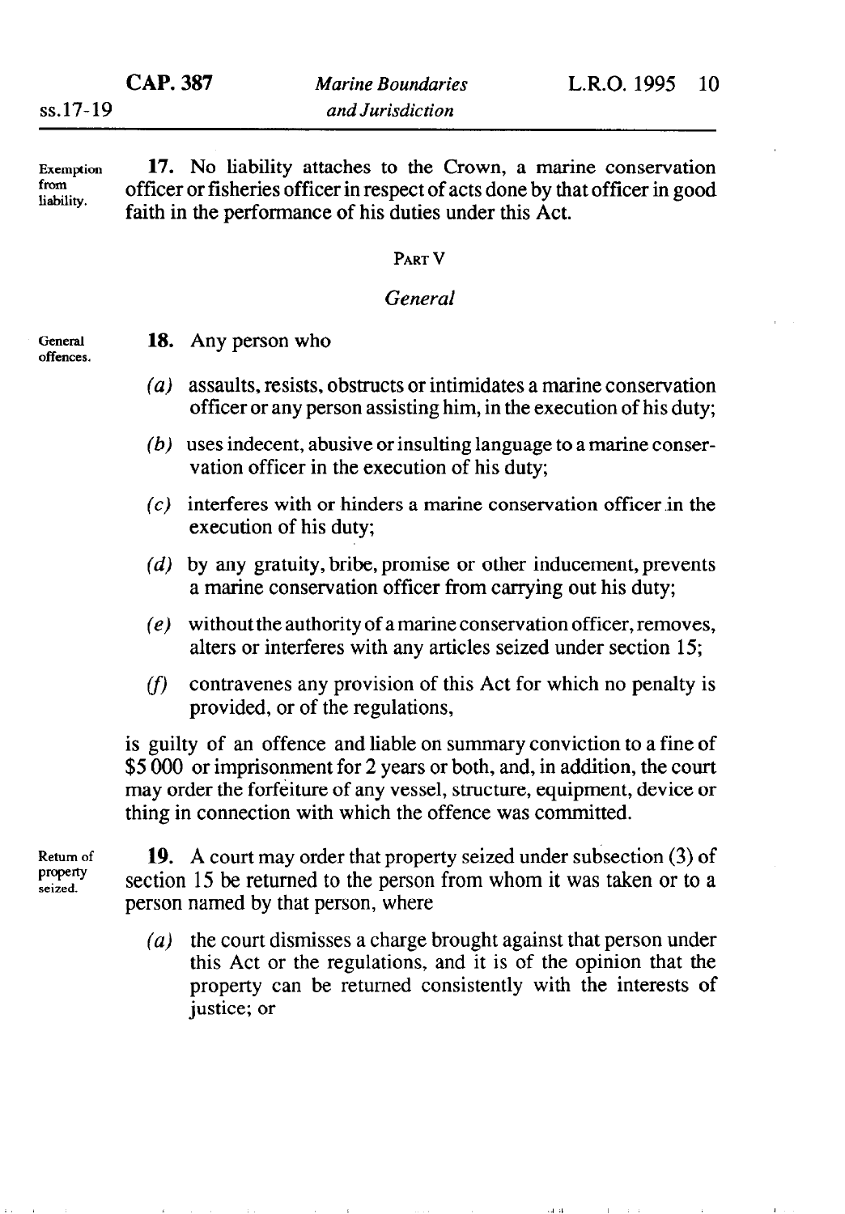**Exemption from liability.**

**17.** No liability attaches to the Crown, a marine conservation officer or fisheries officer in respect of acts done by that officer in good faith in the performance of his duties under this Act.

## PART V

### *General*

**General offences.**

**18.** Any person who

*(a)* assaults, resists, obstructs or intimidates a marine conservation officer or any person assisting him, in the execution of his duty;

*(b)* uses indecent, abusive or insulting language to a marine conservation officer in the execution of his duty;

*(c)* interferes with or hinders a marine conservation officer in the execution of his duty;

*(d)* by any gratuity, bribe, promise or other inducement, prevents a marine conservation officer from carrying out his duty;

*(e)* without the authority of a marine conservation officer, removes, alters or interferes with any articles seized under section 15;

*(f)* contravenes any provision of this Act for which no penalty is provided, or of the regulations,

is guilty of an offence and liable on summary conviction to a fine of $5 000 or imprisonment for 2 years or both, and, in addition, the court may order the forfeiture of any vessel, structure, equipment, device or thing in connection with which the offence was committed.

**Return of property seized.**

**19.** A court may order that property seized under subsection (3) of section 15 be returned to the person from whom it was taken or to a person named by that person, where

*(a)* the court dismisses a charge brought against that person under this Act or the regulations, and it is of the opinion that the property can be returned consistently with the interests of justice; or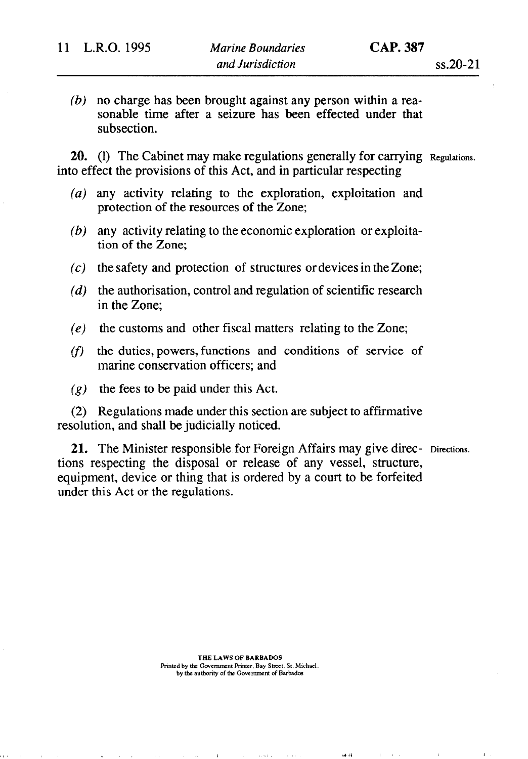(*b*) no charge has been brought against any person within a reasonable time after a seizure has been effected under that subsection.

**20.** (1) The Cabinet may make regulations generally for carrying into effect the provisions of this Act, and in particular respecting

Regulations.

(*a*) any activity relating to the exploration, exploitation and protection of the resources of the Zone;

(*b*) any activity relating to the economic exploration or exploitation of the Zone;

(*c*) the safety and protection of structures or devices in the Zone;

(*d*) the authorisation, control and regulation of scientific research in the Zone;

(*e*) the customs and other fiscal matters relating to the Zone;

(*f*) the duties, powers, functions and conditions of service of marine conservation officers; and

(*g*) the fees to be paid under this Act.

(2) Regulations made under this section are subject to affirmative resolution, and shall be judicially noticed.

**21.** The Minister responsible for Foreign Affairs may give directions respecting the disposal or release of any vessel, structure, equipment, device or thing that is ordered by a court to be forfeited under this Act or the regulations.

Directions.